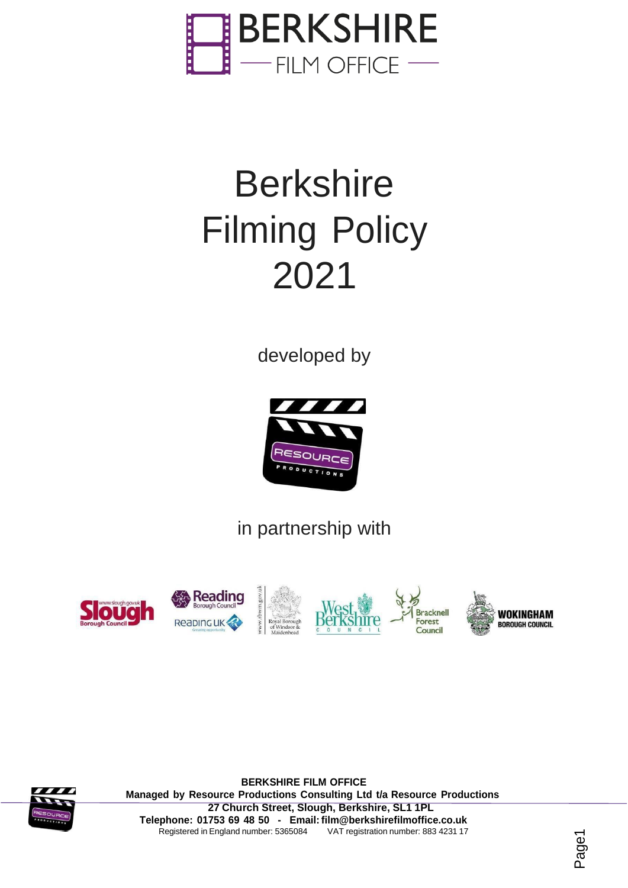# Berkshire Filming Policy 2021

developed by

in partnership with

**BERKSHIRE FILM OFFICE**
**Managed by Resource Productions Consulting Ltd t/a Resource Productions**
**27 Church Street, Slough, Berkshire, SL1 1PL**
**Telephone: 01753 69 48 50 - Email: film@berkshirefilmoffice.co.uk**
Registered in England number: 5365084 VAT registration number: 883 4231 17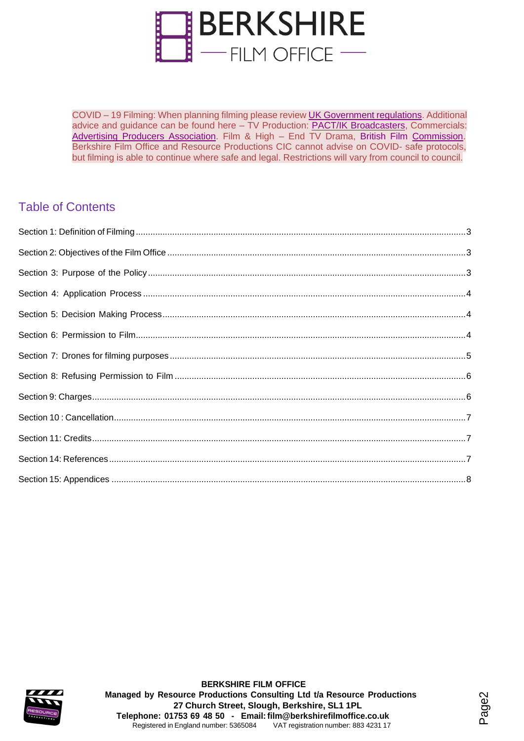COVID – 19 Filming: When planning filming please review UK Government regulations. Additional advice and guidance can be found here – TV Production: PACT/IK Broadcasters, Commercials: Advertising Producers Association. Film & High – End TV Drama, British Film Commission. Berkshire Film Office and Resource Productions CIC cannot advise on COVID- safe protocols, but filming is able to continue where safe and legal. Restrictions will vary from council to council.

## Table of Contents

| Section | Page |
|---|---|
| Section 1: Definition of Filming | 3 |
| Section 2: Objectives of the Film Office | 3 |
| Section 3: Purpose of the Policy | 3 |
| Section 4: Application Process | 4 |
| Section 5: Decision Making Process | 4 |
| Section 6: Permission to Film | 4 |
| Section 7: Drones for filming purposes | 5 |
| Section 8: Refusing Permission to Film | 6 |
| Section 9: Charges | 6 |
| Section 10 : Cancellation | 7 |
| Section 11: Credits | 7 |
| Section 14: References | 7 |
| Section 15: Appendices | 8 |

**BERKSHIRE FILM OFFICE**
**Managed by Resource Productions Consulting Ltd t/a Resource Productions**
**27 Church Street, Slough, Berkshire, SL1 1PL**
**Telephone: 01753 69 48 50 - Email: film@berkshirefilmoffice.co.uk**
Registered in England number: 5365084 VAT registration number: 883 4231 17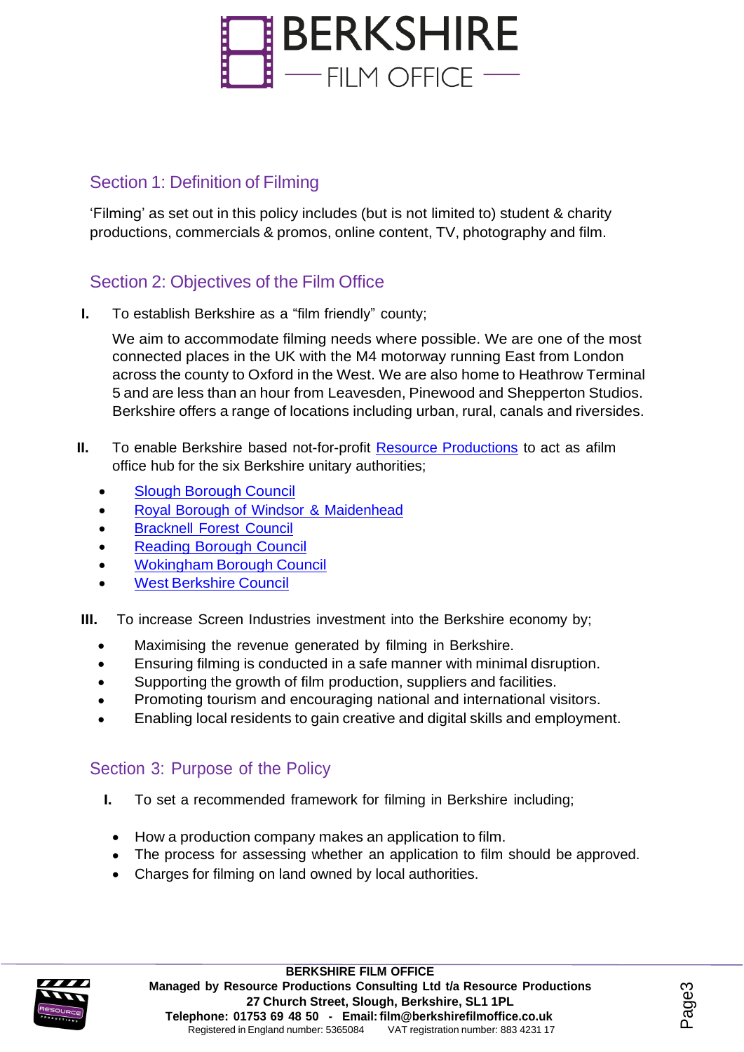## Section 1: Definition of Filming

'Filming' as set out in this policy includes (but is not limited to) student & charity productions, commercials & promos, online content, TV, photography and film.

## Section 2: Objectives of the Film Office

**I.** To establish Berkshire as a "film friendly" county;

We aim to accommodate filming needs where possible. We are one of the most connected places in the UK with the M4 motorway running East from London across the county to Oxford in the West. We are also home to Heathrow Terminal 5 and are less than an hour from Leavesden, Pinewood and Shepperton Studios. Berkshire offers a range of locations including urban, rural, canals and riversides.

**II.** To enable Berkshire based not-for-profit Resource Productions to act as afilm office hub for the six Berkshire unitary authorities;

- Slough Borough Council
- Royal Borough of Windsor & Maidenhead
- Bracknell Forest Council
- Reading Borough Council
- Wokingham Borough Council
- West Berkshire Council

**III.** To increase Screen Industries investment into the Berkshire economy by;

- Maximising the revenue generated by filming in Berkshire.
- Ensuring filming is conducted in a safe manner with minimal disruption.
- Supporting the growth of film production, suppliers and facilities.
- Promoting tourism and encouraging national and international visitors.
- Enabling local residents to gain creative and digital skills and employment.

## Section 3: Purpose of the Policy

**I.** To set a recommended framework for filming in Berkshire including;

- How a production company makes an application to film.
- The process for assessing whether an application to film should be approved.
- Charges for filming on land owned by local authorities.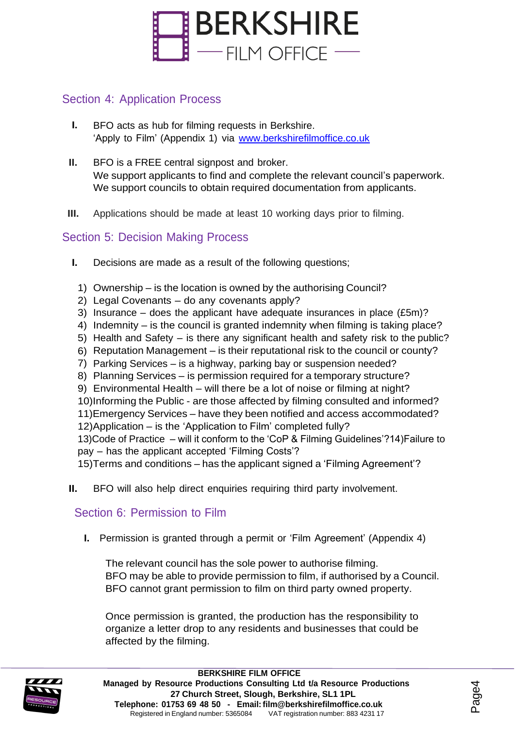## Section 4: Application Process

I. BFO acts as hub for filming requests in Berkshire. 'Apply to Film' (Appendix 1) via [www.berkshirefilmoffice.co.uk](http://www.berkshirefilmoffice.co.uk)

II. BFO is a FREE central signpost and broker.
We support applicants to find and complete the relevant council's paperwork.
We support councils to obtain required documentation from applicants.

III. Applications should be made at least 10 working days prior to filming.

## Section 5: Decision Making Process

I. Decisions are made as a result of the following questions;

1) Ownership – is the location is owned by the authorising Council?
2) Legal Covenants – do any covenants apply?
3) Insurance – does the applicant have adequate insurances in place (£5m)?
4) Indemnity – is the council is granted indemnity when filming is taking place?
5) Health and Safety – is there any significant health and safety risk to the public?
6) Reputation Management – is their reputational risk to the council or county?
7) Parking Services – is a highway, parking bay or suspension needed?
8) Planning Services – is permission required for a temporary structure?
9) Environmental Health – will there be a lot of noise or filming at night?
10) Informing the Public - are those affected by filming consulted and informed?
11) Emergency Services – have they been notified and access accommodated?
12) Application – is the 'Application to Film' completed fully?
13) Code of Practice – will it conform to the 'CoP & Filming Guidelines'?
14) Failure to pay – has the applicant accepted 'Filming Costs'?
15) Terms and conditions – has the applicant signed a 'Filming Agreement'?

II. BFO will also help direct enquiries requiring third party involvement.

## Section 6: Permission to Film

I. Permission is granted through a permit or 'Film Agreement' (Appendix 4)

The relevant council has the sole power to authorise filming.
BFO may be able to provide permission to film, if authorised by a Council.
BFO cannot grant permission to film on third party owned property.

Once permission is granted, the production has the responsibility to organize a letter drop to any residents and businesses that could be affected by the filming.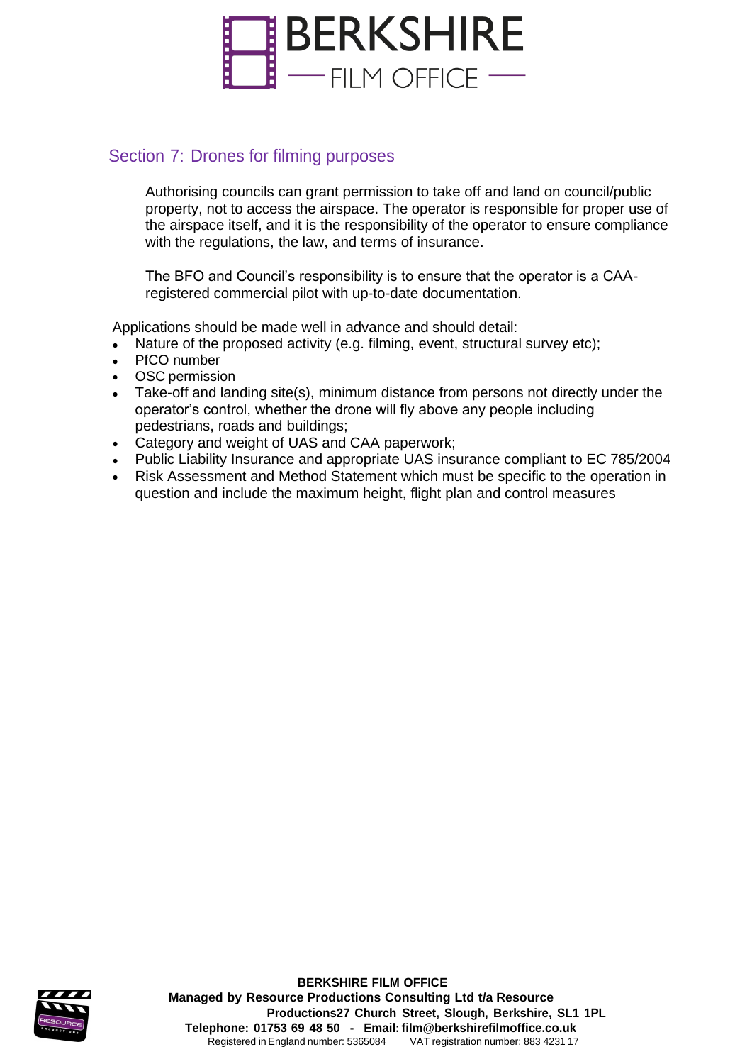## Section 7: Drones for filming purposes

Authorising councils can grant permission to take off and land on council/public property, not to access the airspace. The operator is responsible for proper use of the airspace itself, and it is the responsibility of the operator to ensure compliance with the regulations, the law, and terms of insurance.

The BFO and Council's responsibility is to ensure that the operator is a CAA-registered commercial pilot with up-to-date documentation.

Applications should be made well in advance and should detail:

- Nature of the proposed activity (e.g. filming, event, structural survey etc);
- PfCO number
- OSC permission
- Take-off and landing site(s), minimum distance from persons not directly under the operator's control, whether the drone will fly above any people including pedestrians, roads and buildings;
- Category and weight of UAS and CAA paperwork;
- Public Liability Insurance and appropriate UAS insurance compliant to EC 785/2004
- Risk Assessment and Method Statement which must be specific to the operation in question and include the maximum height, flight plan and control measures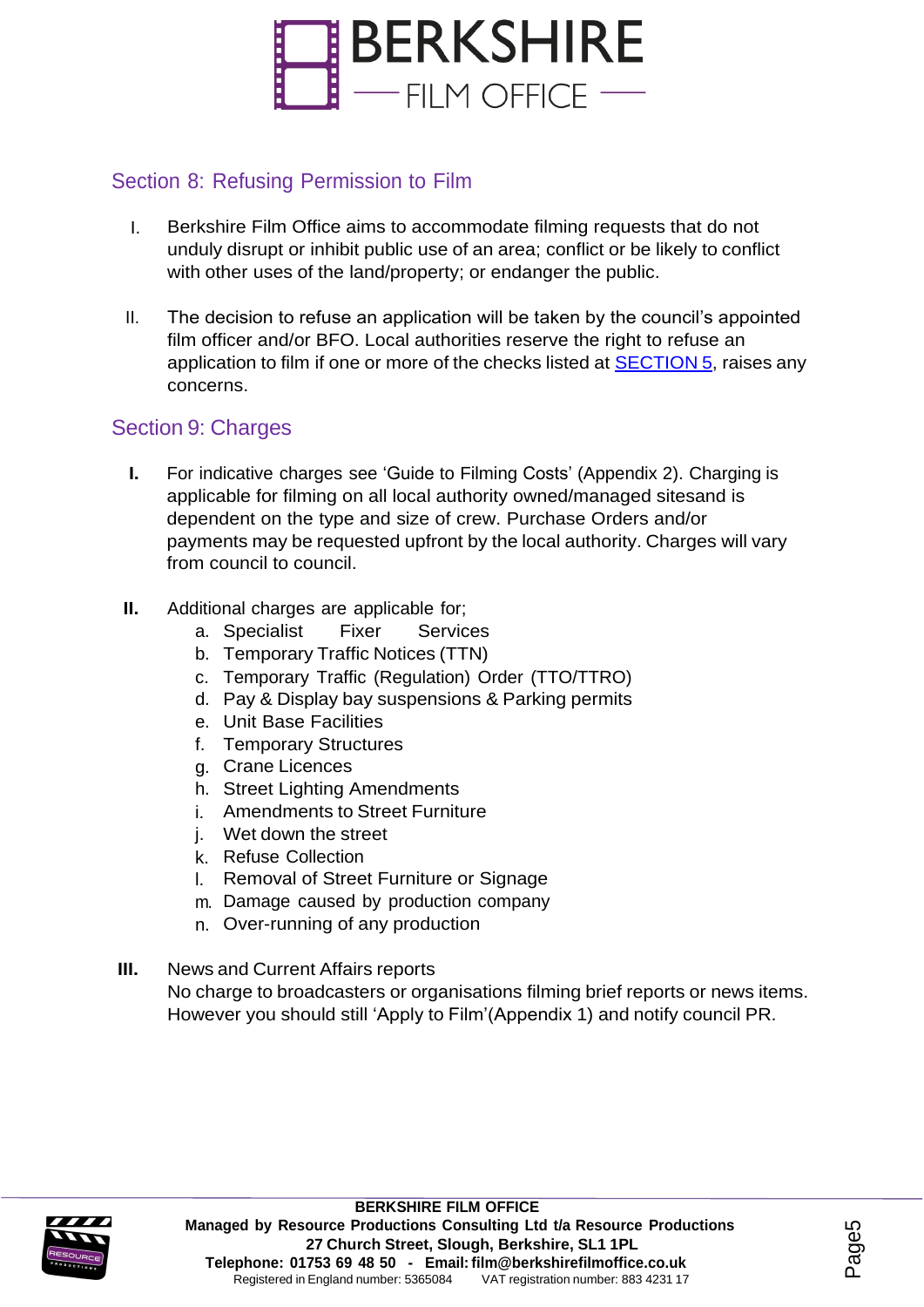## Section 8: Refusing Permission to Film

I. Berkshire Film Office aims to accommodate filming requests that do not unduly disrupt or inhibit public use of an area; conflict or be likely to conflict with other uses of the land/property; or endanger the public.

II. The decision to refuse an application will be taken by the council's appointed film officer and/or BFO. Local authorities reserve the right to refuse an application to film if one or more of the checks listed at SECTION 5, raises any concerns.

## Section 9: Charges

**I.** For indicative charges see 'Guide to Filming Costs' (Appendix 2). Charging is applicable for filming on all local authority owned/managed sitesand is dependent on the type and size of crew. Purchase Orders and/or payments may be requested upfront by the local authority. Charges will vary from council to council.

**II.** Additional charges are applicable for;

a. Specialist Fixer Services
b. Temporary Traffic Notices (TTN)
c. Temporary Traffic (Regulation) Order (TTO/TTRO)
d. Pay & Display bay suspensions & Parking permits
e. Unit Base Facilities
f. Temporary Structures
g. Crane Licences
h. Street Lighting Amendments
i. Amendments to Street Furniture
j. Wet down the street
k. Refuse Collection
l. Removal of Street Furniture or Signage
m. Damage caused by production company
n. Over-running of any production

**III.** News and Current Affairs reports
No charge to broadcasters or organisations filming brief reports or news items. However you should still 'Apply to Film'(Appendix 1) and notify council PR.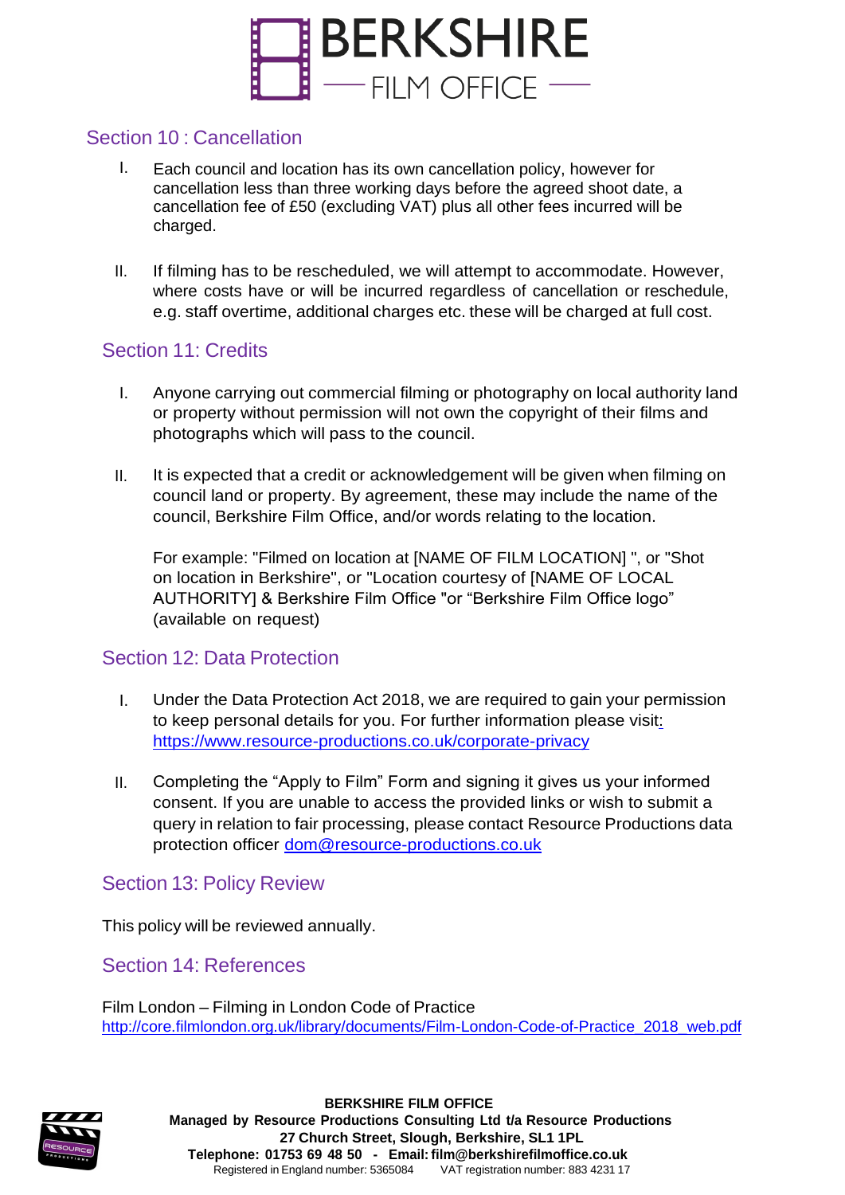## Section 10 : Cancellation

I. Each council and location has its own cancellation policy, however for cancellation less than three working days before the agreed shoot date, a cancellation fee of £50 (excluding VAT) plus all other fees incurred will be charged.

II. If filming has to be rescheduled, we will attempt to accommodate. However, where costs have or will be incurred regardless of cancellation or reschedule, e.g. staff overtime, additional charges etc. these will be charged at full cost.

## Section 11: Credits

I. Anyone carrying out commercial filming or photography on local authority land or property without permission will not own the copyright of their films and photographs which will pass to the council.

II. It is expected that a credit or acknowledgement will be given when filming on council land or property. By agreement, these may include the name of the council, Berkshire Film Office, and/or words relating to the location.

   For example: "Filmed on location at [NAME OF FILM LOCATION] ", or "Shot on location in Berkshire", or "Location courtesy of [NAME OF LOCAL AUTHORITY] & Berkshire Film Office "or “Berkshire Film Office logo” (available on request)

## Section 12: Data Protection

I. Under the Data Protection Act 2018, we are required to gain your permission to keep personal details for you. For further information please visit: https://www.resource-productions.co.uk/corporate-privacy

II. Completing the “Apply to Film” Form and signing it gives us your informed consent. If you are unable to access the provided links or wish to submit a query in relation to fair processing, please contact Resource Productions data protection officer dom@resource-productions.co.uk

## Section 13: Policy Review

This policy will be reviewed annually.

## Section 14: References

Film London – Filming in London Code of Practice
http://core.filmlondon.org.uk/library/documents/Film-London-Code-of-Practice_2018_web.pdf

**BERKSHIRE FILM OFFICE**
**Managed by Resource Productions Consulting Ltd t/a Resource Productions**
**27 Church Street, Slough, Berkshire, SL1 1PL**
**Telephone: 01753 69 48 50 - Email: film@berkshirefilmoffice.co.uk**
Registered in England number: 5365084 VAT registration number: 883 4231 17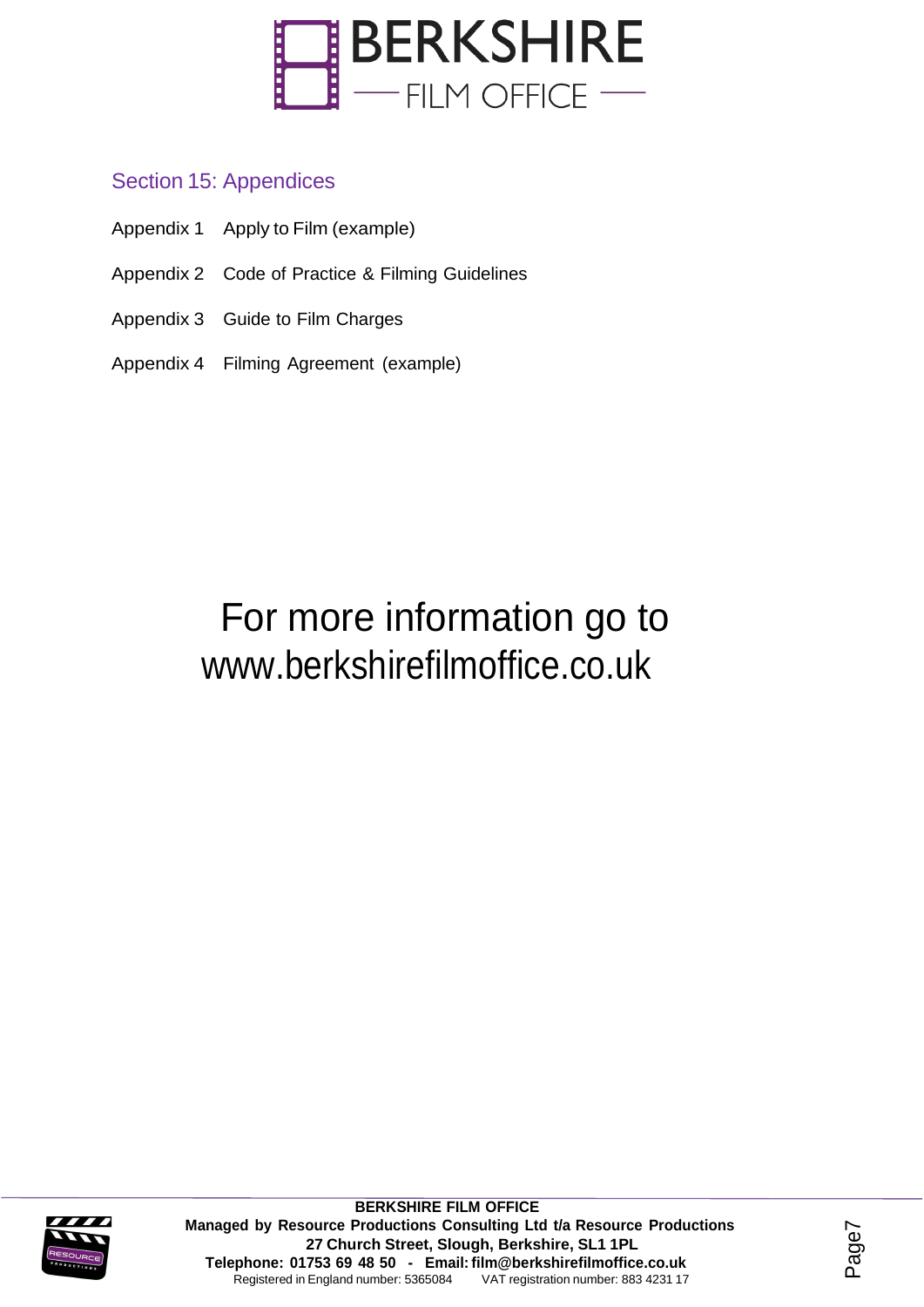## Section 15: Appendices

Appendix 1 Apply to Film (example)

Appendix 2 Code of Practice & Filming Guidelines

Appendix 3 Guide to Film Charges

Appendix 4 Filming Agreement (example)

For more information go to
www.berkshirefilmoffice.co.uk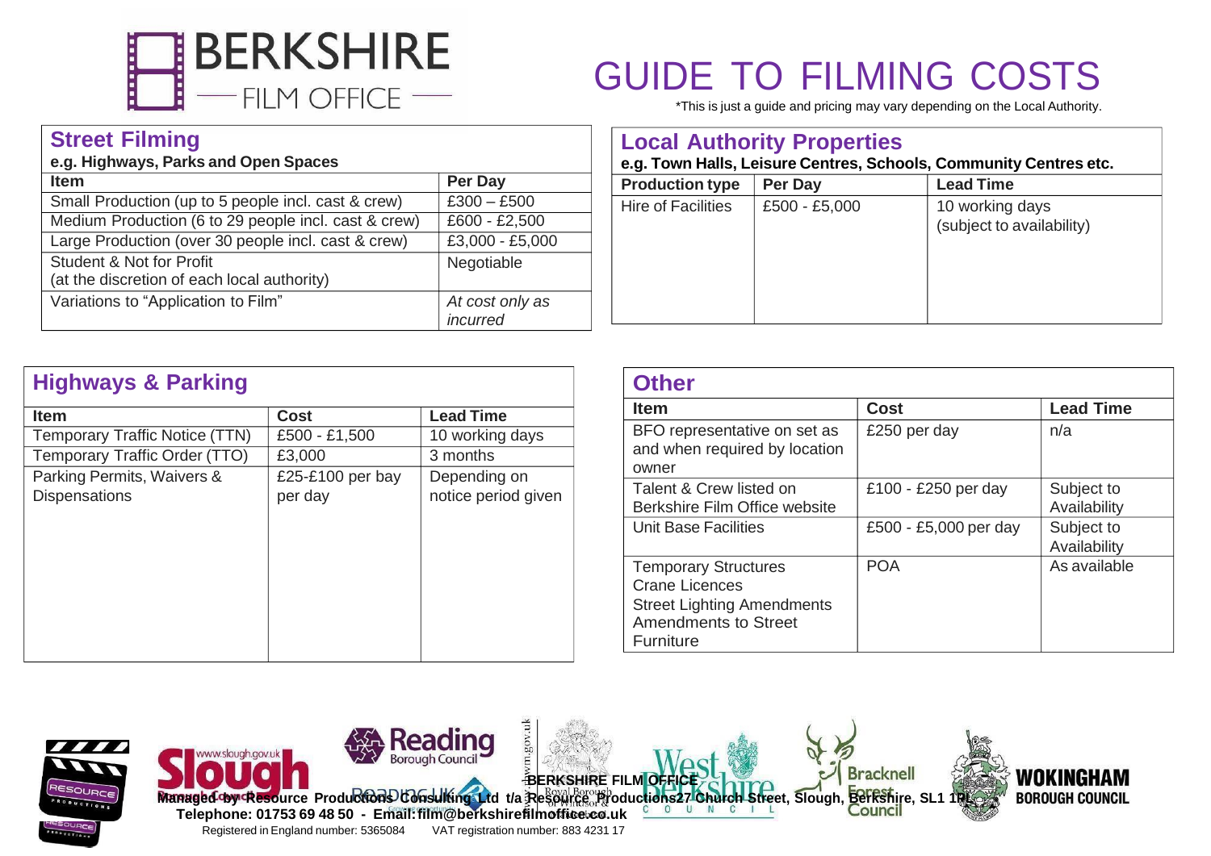# GUIDE TO FILMING COSTS

*This is just a guide and pricing may vary depending on the Local Authority.

## Street Filming

**e.g. Highways, Parks and Open Spaces**

| Item | Per Day |
|---|---|
| Small Production (up to 5 people incl. cast & crew) | £300 – £500 |
| Medium Production (6 to 29 people incl. cast & crew) | £600 - £2,500 |
| Large Production (over 30 people incl. cast & crew) | £3,000 - £5,000 |
| Student & Not for Profit (at the discretion of each local authority) | Negotiable |
| Variations to "Application to Film" | *At cost only as incurred* |

## Local Authority Properties

**e.g. Town Halls, Leisure Centres, Schools, Community Centres etc.**

| Production type | Per Day | Lead Time |
|---|---|---|
| Hire of Facilities | £500 - £5,000 | 10 working days (subject to availability) |

## Highways & Parking

| Item | Cost | Lead Time |
|---|---|---|
| Temporary Traffic Notice (TTN) | £500 - £1,500 | 10 working days |
| Temporary Traffic Order (TTO) | £3,000 | 3 months |
| Parking Permits, Waivers & Dispensations | £25-£100 per bay per day | Depending on notice period given |

## Other

| Item | Cost | Lead Time |
|---|---|---|
| BFO representative on set as and when required by location owner | £250 per day | n/a |
| Talent & Crew listed on Berkshire Film Office website | £100 - £250 per day | Subject to Availability |
| Unit Base Facilities | £500 - £5,000 per day | Subject to Availability |
| Temporary Structures<br>Crane Licences<br>Street Lighting Amendments<br>Amendments to Street Furniture | POA | As available |

**BERKSHIRE FILM OFFICE**

**Managed by Resource Productions Consulting Ltd t/a Resource Productions 27 Church Street, Slough, Berkshire, SL1 1PL**

**Telephone: 01753 69 48 50 - Email: film@berkshirefilmoffice.co.uk**

Registered in England number: 5365084 VAT registration number: 883 4231 17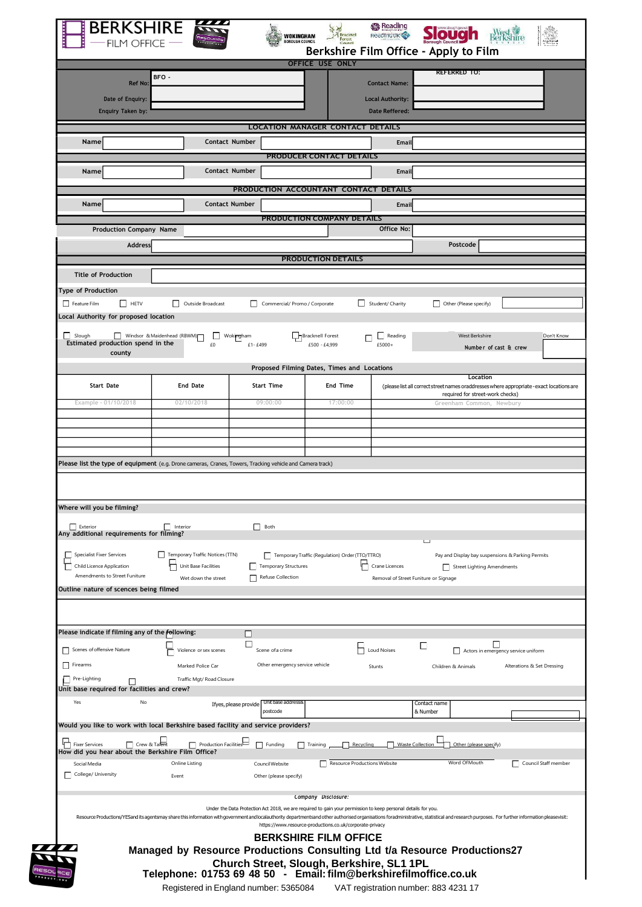# BERKSHIRE FILM OFFICE

## Berkshire Film Office - Apply to Film

### OFFICE USE ONLY

| | | | |
|---|---|---|---|
| Ref No: | BFO - | | REFERRED TO: |
| | | Contact Name: | |
| Date of Enquiry: | | Local Authority: | |
| Enquiry Taken by: | | Date Reffered: | |

### LOCATION MANAGER CONTACT DETAILS

| Name | | Contact Number | | Email | |
|---|---|---|---|---|---|

### PRODUCER CONTACT DETAILS

| Name | | Contact Number | | Email | |
|---|---|---|---|---|---|

### PRODUCTION ACCOUNTANT CONTACT DETAILS

| Name | | Contact Number | | Email | |
|---|---|---|---|---|---|

### PRODUCTION COMPANY DETAILS

| Production Company Name | | Office No: | |
|---|---|---|---|
| Address | | Postcode | |

### PRODUCTION DETAILS

| Title of Production | |
|---|---|

**Type of Production**

☐ Feature Film ☐ HETV ☐ Outside Broadcast ☐ Commercial/ Promo / Corporate ☐ Student/ Charity ☐ Other (Please specify)

**Local Authority for proposed location**

☐ Slough ☐ Windsor & Maidenhead (RBWM) ☐ Wokingham ☐ Bracknell Forest ☐ Reading ☐ West Berkshire ☐ Don't Know

**Estimated production spend in the county**

☐ £0 ☐ £1- £499 ☐ £500 - £4,999 ☐ £5000+

Number of cast & crew

**Proposed Filming Dates, Times and Locations**

| Start Date | End Date | Start Time | End Time | Location (please list all correct street names or addresses where appropriate - exact locations are required for street-work checks) |
|---|---|---|---|---|
| Example - 01/10/2018 | 02/10/2018 | 09:00:00 | 17:00:00 | Greenham Common, Newbury |
| | | | | |
| | | | | |
| | | | | |
| | | | | |
| | | | | |

**Please list the type of equipment** (e.g. Drone cameras, Cranes, Towers, Tracking vehicle and Camera track)

**Where will you be filming?**

☐ Exterior ☐ Interior ☐ Both

**Any additional requirements for filming?**

☐ Specialist Fixer Services ☐ Temporary Traffic Notices (TTN) ☐ Temporary Traffic (Regulation) Order (TTO/TTRO) ☐ Pay and Display bay suspensions & Parking Permits
☐ Child Licence Application ☐ Unit Base Facilities ☐ Temporary Structures ☐ Crane Licences ☐ Street Lighting Amendments
☐ Amendments to Street Funiture ☐ Wet down the street ☐ Refuse Collection ☐ Removal of Street Funiture or Signage

**Outline nature of scences being filmed**

**Please indicate if filming any of the following:**

☐ Scenes of offensive Nature ☐ Violence or sex scenes ☐ Scene of a crime ☐ Loud Noises ☐ Actors in emergency service uniform
☐ Firearms ☐ Marked Police Car ☐ Other emergency service vehicle ☐ Stunts ☐ Children & Animals ☐ Alterations & Set Dressing
☐ Pre-Lighting ☐ Traffic Mgt/ Road Closure

**Unit base required for facilities and crew?**

☐ Yes ☐ No

| If yes, please provide | Unit base address & postcode | | Contact name & Number | |
|---|---|---|---|---|

**Would you like to work with local Berkshire based facility and service providers?**

☐ Fixer Services ☐ Crew & Talent ☐ Production Facilities ☐ Funding ☐ Training ☐ Recycling ☐ Waste Collection ☐ Other (please specify)

**How did you hear about the Berkshire Film Office?**

☐ Social Media ☐ Online Listing ☐ Council Website ☐ Resource Productions Website ☐ Word Of Mouth ☐ Council Staff member
☐ College/ University ☐ Event ☐ Other (please specify)

*Company Disclosure:*

Under the Data Protection Act 2018, we are required to gain your permission to keep personal details for you.

Resource Productions/YES and its agents may share this information with government and local authority departments and other authorised organisations for administrative, statistical and research purposes. For further information please visit: https://www.resource-productions.co.uk/corporate-privacy

**BERKSHIRE FILM OFFICE**

**Managed by Resource Productions Consulting Ltd t/a Resource Productions 27 Church Street, Slough, Berkshire, SL1 1PL**

**Telephone: 01753 69 48 50 - Email: film@berkshirefilmoffice.co.uk**

Registered in England number: 5365084 VAT registration number: 883 4231 17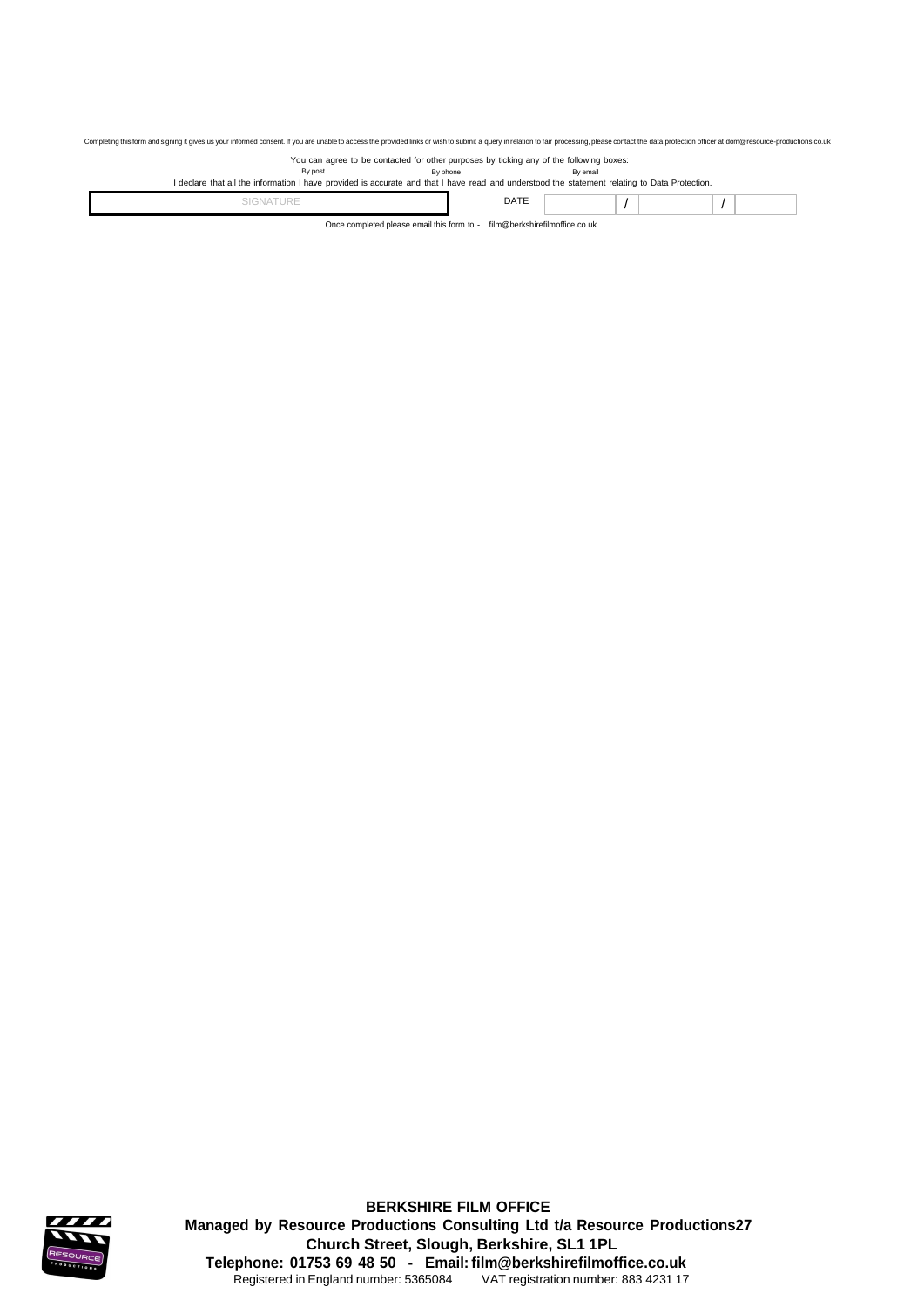Completing this form and signing it gives us your informed consent. If you are unable to access the provided links or wish to submit a query in relation to fair processing, please contact the data protection officer at dom@resource-productions.co.uk

You can agree to be contacted for other purposes by ticking any of the following boxes:

By post By phone By email

I declare that all the information I have provided is accurate and that I have read and understood the statement relating to Data Protection.

| | | | | | | |
|---|---|---|---|---|---|---|
| SIGNATURE | DATE | | / | | / | |

Once completed please email this form to - film@berkshirefilmoffice.co.uk

**BERKSHIRE FILM OFFICE**

**Managed by Resource Productions Consulting Ltd t/a Resource Productions27 Church Street, Slough, Berkshire, SL1 1PL**

**Telephone: 01753 69 48 50 - Email: film@berkshirefilmoffice.co.uk**

Registered in England number: 5365084 VAT registration number: 883 4231 17